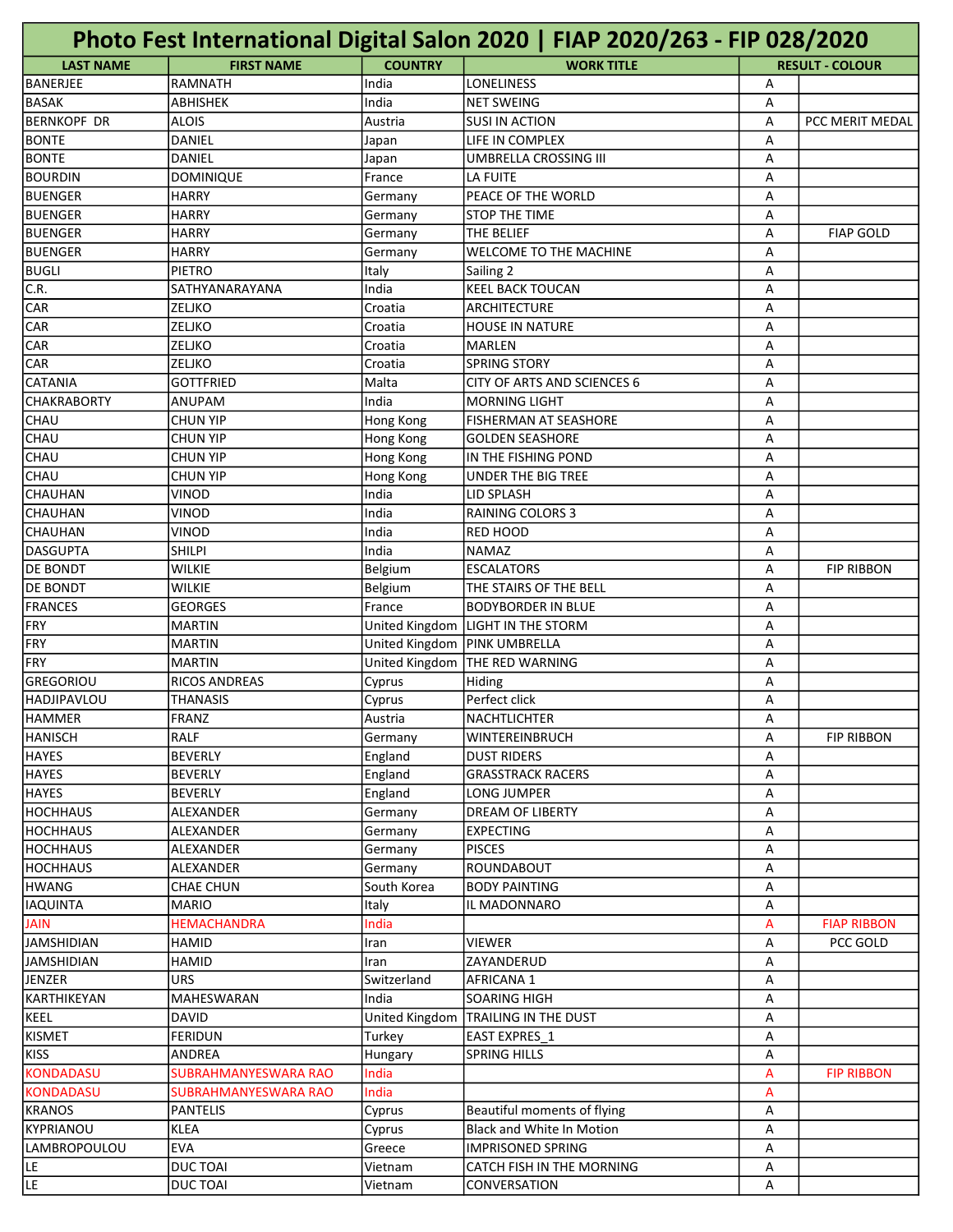# Photo Fest International Digital Salon 2020 | FIAP 2020/263 - FIP 028/2020

| LAST NAME | FIRST NAME | COUNTRY | WORK TITLE | RESULT - COLOUR | |
|---|---|---|---|---|---|
| BANERJEE | RAMNATH | India | LONELINESS | A | |
| BASAK | ABHISHEK | India | NET SWEING | A | |
| BERNKOPF DR | ALOIS | Austria | SUSI IN ACTION | A | PCC MERIT MEDAL |
| BONTE | DANIEL | Japan | LIFE IN COMPLEX | A | |
| BONTE | DANIEL | Japan | UMBRELLA CROSSING III | A | |
| BOURDIN | DOMINIQUE | France | LA FUITE | A | |
| BUENGER | HARRY | Germany | PEACE OF THE WORLD | A | |
| BUENGER | HARRY | Germany | STOP THE TIME | A | |
| BUENGER | HARRY | Germany | THE BELIEF | A | FIAP GOLD |
| BUENGER | HARRY | Germany | WELCOME TO THE MACHINE | A | |
| BUGLI | PIETRO | Italy | Sailing 2 | A | |
| C.R. | SATHYANARAYANA | India | KEEL BACK TOUCAN | A | |
| CAR | ZELJKO | Croatia | ARCHITECTURE | A | |
| CAR | ZELJKO | Croatia | HOUSE IN NATURE | A | |
| CAR | ZELJKO | Croatia | MARLEN | A | |
| CAR | ZELJKO | Croatia | SPRING STORY | A | |
| CATANIA | GOTTFRIED | Malta | CITY OF ARTS AND SCIENCES 6 | A | |
| CHAKRABORTY | ANUPAM | India | MORNING LIGHT | A | |
| CHAU | CHUN YIP | Hong Kong | FISHERMAN AT SEASHORE | A | |
| CHAU | CHUN YIP | Hong Kong | GOLDEN SEASHORE | A | |
| CHAU | CHUN YIP | Hong Kong | IN THE FISHING POND | A | |
| CHAU | CHUN YIP | Hong Kong | UNDER THE BIG TREE | A | |
| CHAUHAN | VINOD | India | LID SPLASH | A | |
| CHAUHAN | VINOD | India | RAINING COLORS 3 | A | |
| CHAUHAN | VINOD | India | RED HOOD | A | |
| DASGUPTA | SHILPI | India | NAMAZ | A | |
| DE BONDT | WILKIE | Belgium | ESCALATORS | A | FIP RIBBON |
| DE BONDT | WILKIE | Belgium | THE STAIRS OF THE BELL | A | |
| FRANCES | GEORGES | France | BODYBORDER IN BLUE | A | |
| FRY | MARTIN | United Kingdom | LIGHT IN THE STORM | A | |
| FRY | MARTIN | United Kingdom | PINK UMBRELLA | A | |
| FRY | MARTIN | United Kingdom | THE RED WARNING | A | |
| GREGORIOU | RICOS ANDREAS | Cyprus | Hiding | A | |
| HADJIPAVLOU | THANASIS | Cyprus | Perfect click | A | |
| HAMMER | FRANZ | Austria | NACHTLICHTER | A | |
| HANISCH | RALF | Germany | WINTEREINBRUCH | A | FIP RIBBON |
| HAYES | BEVERLY | England | DUST RIDERS | A | |
| HAYES | BEVERLY | England | GRASSTRACK RACERS | A | |
| HAYES | BEVERLY | England | LONG JUMPER | A | |
| HOCHHAUS | ALEXANDER | Germany | DREAM OF LIBERTY | A | |
| HOCHHAUS | ALEXANDER | Germany | EXPECTING | A | |
| HOCHHAUS | ALEXANDER | Germany | PISCES | A | |
| HOCHHAUS | ALEXANDER | Germany | ROUNDABOUT | A | |
| HWANG | CHAE CHUN | South Korea | BODY PAINTING | A | |
| IAQUINTA | MARIO | Italy | IL MADONNARO | A | |
| JAIN | HEMACHANDRA | India | | A | FIAP RIBBON |
| JAMSHIDIAN | HAMID | Iran | VIEWER | A | PCC GOLD |
| JAMSHIDIAN | HAMID | Iran | ZAYANDERUD | A | |
| JENZER | URS | Switzerland | AFRICANA 1 | A | |
| KARTHIKEYAN | MAHESWARAN | India | SOARING HIGH | A | |
| KEEL | DAVID | United Kingdom | TRAILING IN THE DUST | A | |
| KISMET | FERIDUN | Turkey | EAST EXPRES_1 | A | |
| KISS | ANDREA | Hungary | SPRING HILLS | A | |
| KONDADASU | SUBRAHMANYESWARA RAO | India | | A | FIP RIBBON |
| KONDADASU | SUBRAHMANYESWARA RAO | India | | A | |
| KRANOS | PANTELIS | Cyprus | Beautiful moments of flying | A | |
| KYPRIANOU | KLEA | Cyprus | Black and White In Motion | A | |
| LAMBROPOULOU | EVA | Greece | IMPRISONED SPRING | A | |
| LE | DUC TOAI | Vietnam | CATCH FISH IN THE MORNING | A | |
| LE | DUC TOAI | Vietnam | CONVERSATION | A | |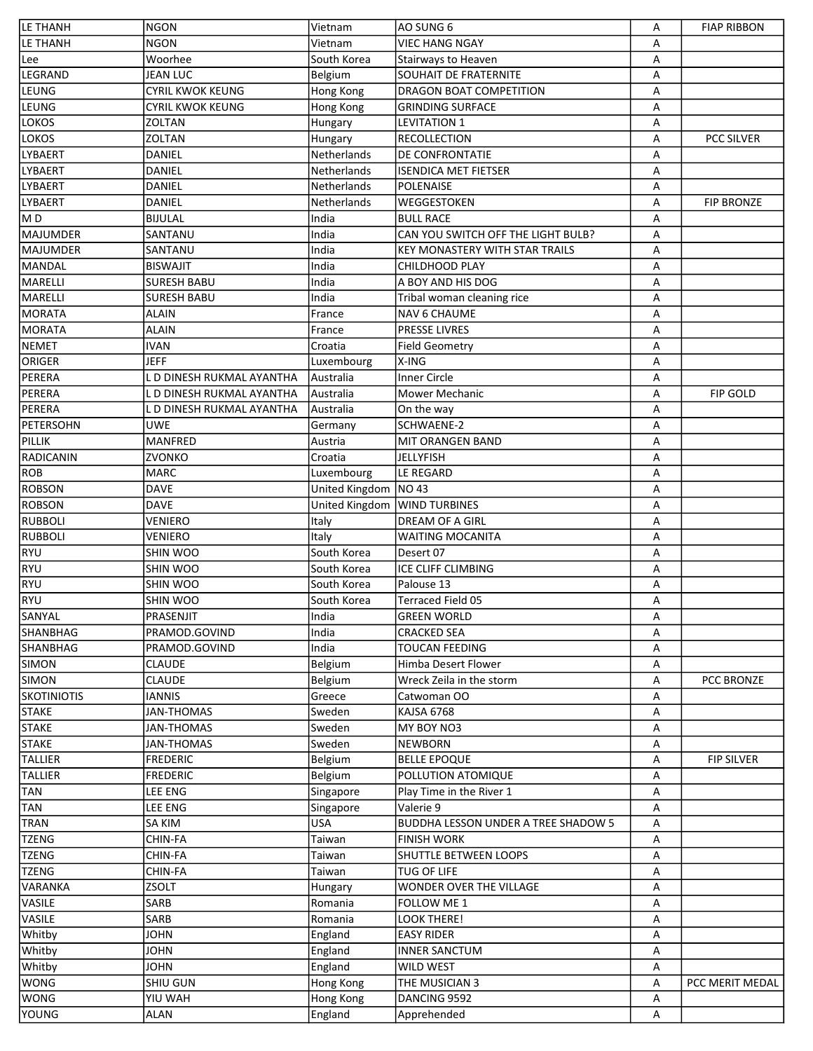| | | | | | |
|---|---|---|---|---|---|
| LE THANH | NGON | Vietnam | AO SUNG 6 | A | FIAP RIBBON |
| LE THANH | NGON | Vietnam | VIEC HANG NGAY | A | |
| Lee | Woorhee | South Korea | Stairways to Heaven | A | |
| LEGRAND | JEAN LUC | Belgium | SOUHAIT DE FRATERNITE | A | |
| LEUNG | CYRIL KWOK KEUNG | Hong Kong | DRAGON BOAT COMPETITION | A | |
| LEUNG | CYRIL KWOK KEUNG | Hong Kong | GRINDING SURFACE | A | |
| LOKOS | ZOLTAN | Hungary | LEVITATION 1 | A | |
| LOKOS | ZOLTAN | Hungary | RECOLLECTION | A | PCC SILVER |
| LYBAERT | DANIEL | Netherlands | DE CONFRONTATIE | A | |
| LYBAERT | DANIEL | Netherlands | ISENDICA MET FIETSER | A | |
| LYBAERT | DANIEL | Netherlands | POLENAISE | A | |
| LYBAERT | DANIEL | Netherlands | WEGGESTOKEN | A | FIP BRONZE |
| M D | BIJULAL | India | BULL RACE | A | |
| MAJUMDER | SANTANU | India | CAN YOU SWITCH OFF THE LIGHT BULB? | A | |
| MAJUMDER | SANTANU | India | KEY MONASTERY WITH STAR TRAILS | A | |
| MANDAL | BISWAJIT | India | CHILDHOOD PLAY | A | |
| MARELLI | SURESH BABU | India | A BOY AND HIS DOG | A | |
| MARELLI | SURESH BABU | India | Tribal woman cleaning rice | A | |
| MORATA | ALAIN | France | NAV 6 CHAUME | A | |
| MORATA | ALAIN | France | PRESSE LIVRES | A | |
| NEMET | IVAN | Croatia | Field Geometry | A | |
| ORIGER | JEFF | Luxembourg | X-ING | A | |
| PERERA | L D DINESH RUKMAL AYANTHA | Australia | Inner Circle | A | |
| PERERA | L D DINESH RUKMAL AYANTHA | Australia | Mower Mechanic | A | FIP GOLD |
| PERERA | L D DINESH RUKMAL AYANTHA | Australia | On the way | A | |
| PETERSOHN | UWE | Germany | SCHWAENE-2 | A | |
| PILLIK | MANFRED | Austria | MIT ORANGEN BAND | A | |
| RADICANIN | ZVONKO | Croatia | JELLYFISH | A | |
| ROB | MARC | Luxembourg | LE REGARD | A | |
| ROBSON | DAVE | United Kingdom | NO 43 | A | |
| ROBSON | DAVE | United Kingdom | WIND TURBINES | A | |
| RUBBOLI | VENIERO | Italy | DREAM OF A GIRL | A | |
| RUBBOLI | VENIERO | Italy | WAITING MOCANITA | A | |
| RYU | SHIN WOO | South Korea | Desert 07 | A | |
| RYU | SHIN WOO | South Korea | ICE CLIFF CLIMBING | A | |
| RYU | SHIN WOO | South Korea | Palouse 13 | A | |
| RYU | SHIN WOO | South Korea | Terraced Field 05 | A | |
| SANYAL | PRASENJIT | India | GREEN WORLD | A | |
| SHANBHAG | PRAMOD.GOVIND | India | CRACKED SEA | A | |
| SHANBHAG | PRAMOD.GOVIND | India | TOUCAN FEEDING | A | |
| SIMON | CLAUDE | Belgium | Himba Desert Flower | A | |
| SIMON | CLAUDE | Belgium | Wreck Zeila in the storm | A | PCC BRONZE |
| SKOTINIOTIS | IANNIS | Greece | Catwoman OO | A | |
| STAKE | JAN-THOMAS | Sweden | KAJSA 6768 | A | |
| STAKE | JAN-THOMAS | Sweden | MY BOY NO3 | A | |
| STAKE | JAN-THOMAS | Sweden | NEWBORN | A | |
| TALLIER | FREDERIC | Belgium | BELLE EPOQUE | A | FIP SILVER |
| TALLIER | FREDERIC | Belgium | POLLUTION ATOMIQUE | A | |
| TAN | LEE ENG | Singapore | Play Time in the River 1 | A | |
| TAN | LEE ENG | Singapore | Valerie 9 | A | |
| TRAN | SA KIM | USA | BUDDHA LESSON UNDER A TREE SHADOW 5 | A | |
| TZENG | CHIN-FA | Taiwan | FINISH WORK | A | |
| TZENG | CHIN-FA | Taiwan | SHUTTLE BETWEEN LOOPS | A | |
| TZENG | CHIN-FA | Taiwan | TUG OF LIFE | A | |
| VARANKA | ZSOLT | Hungary | WONDER OVER THE VILLAGE | A | |
| VASILE | SARB | Romania | FOLLOW ME 1 | A | |
| VASILE | SARB | Romania | LOOK THERE! | A | |
| Whitby | JOHN | England | EASY RIDER | A | |
| Whitby | JOHN | England | INNER SANCTUM | A | |
| Whitby | JOHN | England | WILD WEST | A | |
| WONG | SHIU GUN | Hong Kong | THE MUSICIAN 3 | A | PCC MERIT MEDAL |
| WONG | YIU WAH | Hong Kong | DANCING 9592 | A | |
| YOUNG | ALAN | England | Apprehended | A | |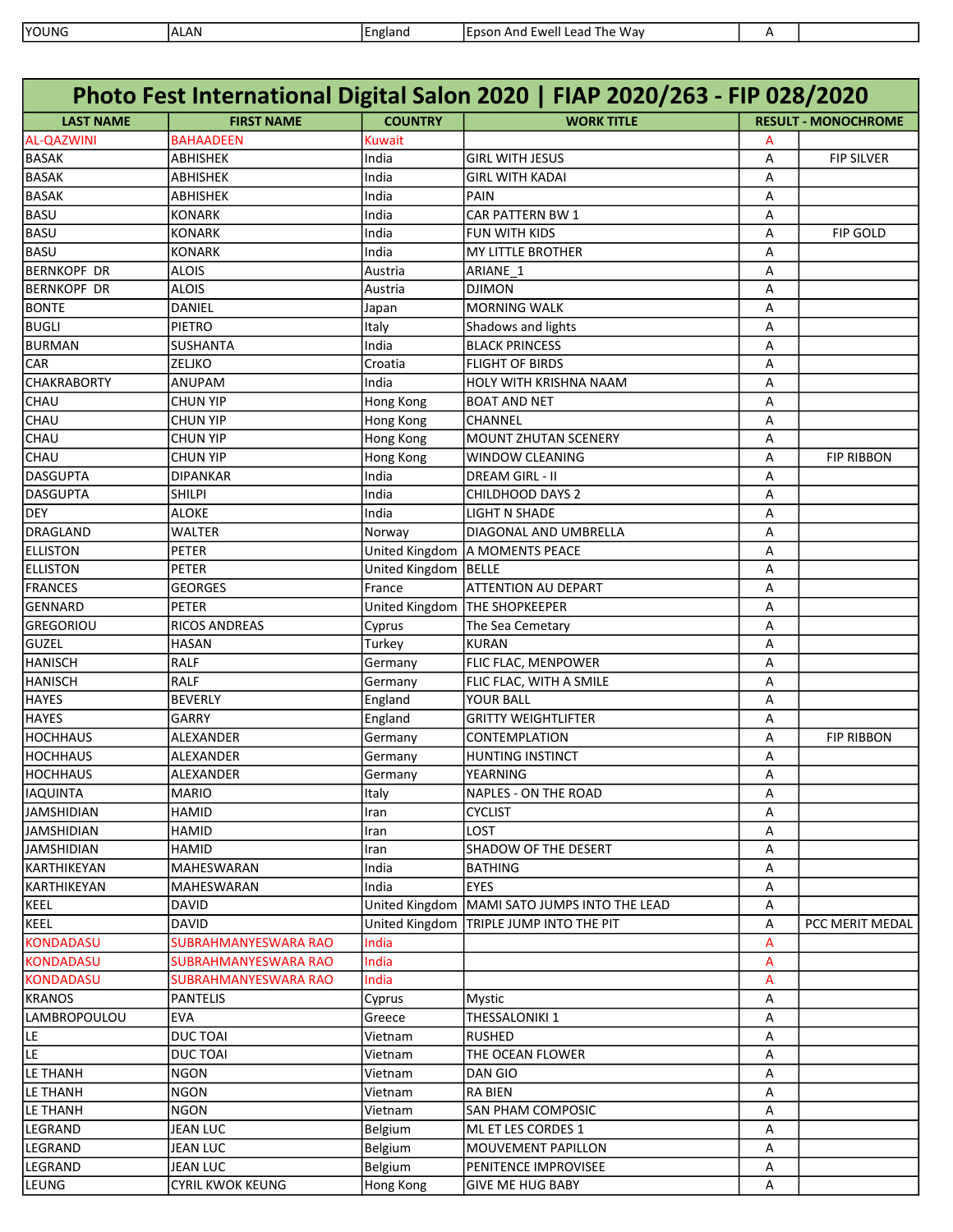| YOUNG | ALAN | England | Epson And Ewell Lead The Way | A | |
|---|---|---|---|---|---|

## Photo Fest International Digital Salon 2020 | FIAP 2020/263 - FIP 028/2020

| LAST NAME | FIRST NAME | COUNTRY | WORK TITLE | RESULT - MONOCHROME | |
|---|---|---|---|---|---|
| AL-QAZWINI | BAHAADEEN | Kuwait | | A | |
| BASAK | ABHISHEK | India | GIRL WITH JESUS | A | FIP SILVER |
| BASAK | ABHISHEK | India | GIRL WITH KADAI | A | |
| BASAK | ABHISHEK | India | PAIN | A | |
| BASU | KONARK | India | CAR PATTERN BW 1 | A | |
| BASU | KONARK | India | FUN WITH KIDS | A | FIP GOLD |
| BASU | KONARK | India | MY LITTLE BROTHER | A | |
| BERNKOPF DR | ALOIS | Austria | ARIANE_1 | A | |
| BERNKOPF DR | ALOIS | Austria | DJIMON | A | |
| BONTE | DANIEL | Japan | MORNING WALK | A | |
| BUGLI | PIETRO | Italy | Shadows and lights | A | |
| BURMAN | SUSHANTA | India | BLACK PRINCESS | A | |
| CAR | ZELJKO | Croatia | FLIGHT OF BIRDS | A | |
| CHAKRABORTY | ANUPAM | India | HOLY WITH KRISHNA NAAM | A | |
| CHAU | CHUN YIP | Hong Kong | BOAT AND NET | A | |
| CHAU | CHUN YIP | Hong Kong | CHANNEL | A | |
| CHAU | CHUN YIP | Hong Kong | MOUNT ZHUTAN SCENERY | A | |
| CHAU | CHUN YIP | Hong Kong | WINDOW CLEANING | A | FIP RIBBON |
| DASGUPTA | DIPANKAR | India | DREAM GIRL - II | A | |
| DASGUPTA | SHILPI | India | CHILDHOOD DAYS 2 | A | |
| DEY | ALOKE | India | LIGHT N SHADE | A | |
| DRAGLAND | WALTER | Norway | DIAGONAL AND UMBRELLA | A | |
| ELLISTON | PETER | United Kingdom | A MOMENTS PEACE | A | |
| ELLISTON | PETER | United Kingdom | BELLE | A | |
| FRANCES | GEORGES | France | ATTENTION AU DEPART | A | |
| GENNARD | PETER | United Kingdom | THE SHOPKEEPER | A | |
| GREGORIOU | RICOS ANDREAS | Cyprus | The Sea Cemetary | A | |
| GUZEL | HASAN | Turkey | KURAN | A | |
| HANISCH | RALF | Germany | FLIC FLAC, MENPOWER | A | |
| HANISCH | RALF | Germany | FLIC FLAC, WITH A SMILE | A | |
| HAYES | BEVERLY | England | YOUR BALL | A | |
| HAYES | GARRY | England | GRITTY WEIGHTLIFTER | A | |
| HOCHHAUS | ALEXANDER | Germany | CONTEMPLATION | A | FIP RIBBON |
| HOCHHAUS | ALEXANDER | Germany | HUNTING INSTINCT | A | |
| HOCHHAUS | ALEXANDER | Germany | YEARNING | A | |
| IAQUINTA | MARIO | Italy | NAPLES - ON THE ROAD | A | |
| JAMSHIDIAN | HAMID | Iran | CYCLIST | A | |
| JAMSHIDIAN | HAMID | Iran | LOST | A | |
| JAMSHIDIAN | HAMID | Iran | SHADOW OF THE DESERT | A | |
| KARTHIKEYAN | MAHESWARAN | India | BATHING | A | |
| KARTHIKEYAN | MAHESWARAN | India | EYES | A | |
| KEEL | DAVID | United Kingdom | MAMI SATO JUMPS INTO THE LEAD | A | |
| KEEL | DAVID | United Kingdom | TRIPLE JUMP INTO THE PIT | A | PCC MERIT MEDAL |
| KONDADASU | SUBRAHMANYESWARA RAO | India | | A | |
| KONDADASU | SUBRAHMANYESWARA RAO | India | | A | |
| KONDADASU | SUBRAHMANYESWARA RAO | India | | A | |
| KRANOS | PANTELIS | Cyprus | Mystic | A | |
| LAMBROPOULOU | EVA | Greece | THESSALONIKI 1 | A | |
| LE | DUC TOAI | Vietnam | RUSHED | A | |
| LE | DUC TOAI | Vietnam | THE OCEAN FLOWER | A | |
| LE THANH | NGON | Vietnam | DAN GIO | A | |
| LE THANH | NGON | Vietnam | RA BIEN | A | |
| LE THANH | NGON | Vietnam | SAN PHAM COMPOSIC | A | |
| LEGRAND | JEAN LUC | Belgium | ML ET LES CORDES 1 | A | |
| LEGRAND | JEAN LUC | Belgium | MOUVEMENT PAPILLON | A | |
| LEGRAND | JEAN LUC | Belgium | PENITENCE IMPROVISEE | A | |
| LEUNG | CYRIL KWOK KEUNG | Hong Kong | GIVE ME HUG BABY | A | |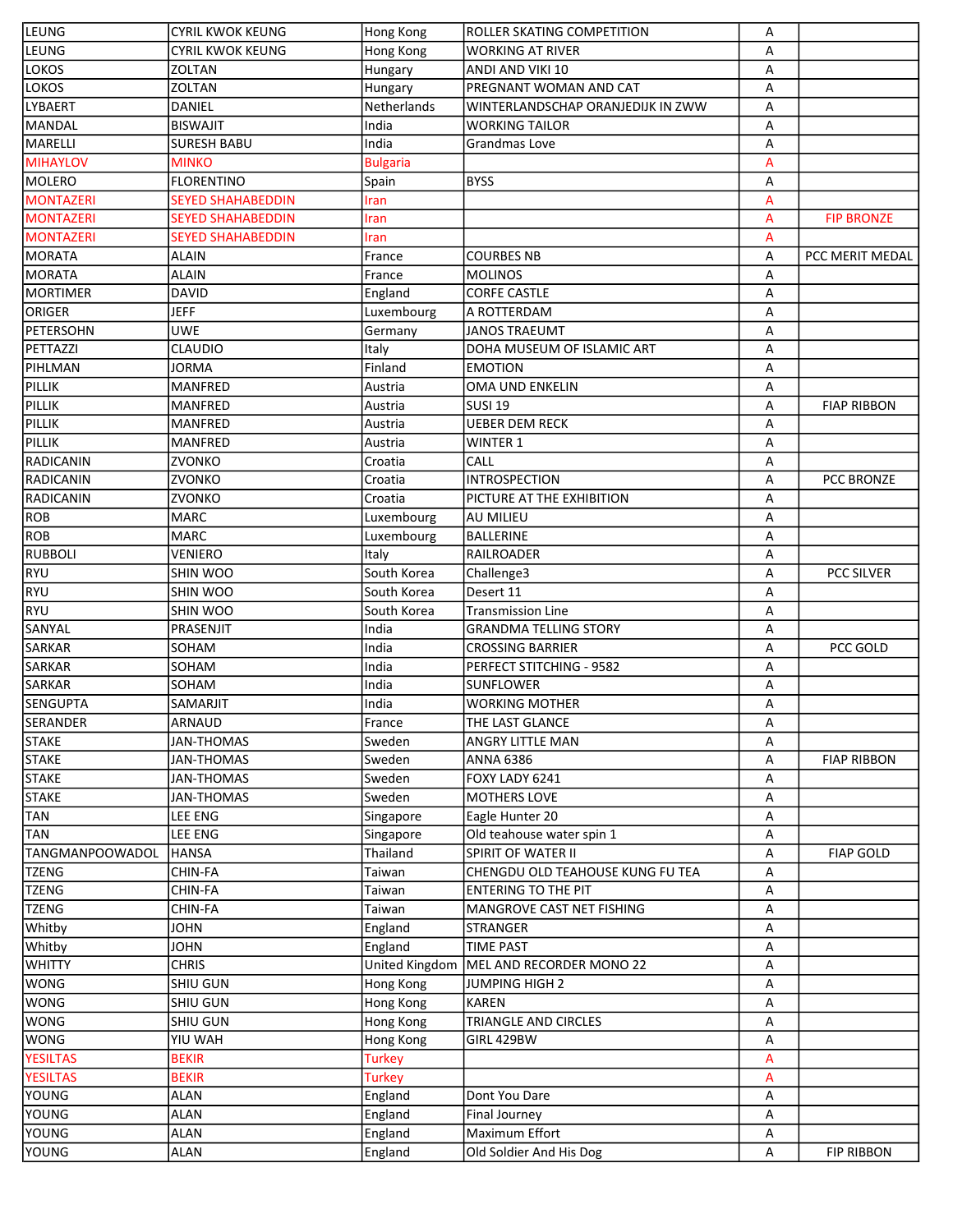| | | | | | |
|---|---|---|---|---|---|
| LEUNG | CYRIL KWOK KEUNG | Hong Kong | ROLLER SKATING COMPETITION | A | |
| LEUNG | CYRIL KWOK KEUNG | Hong Kong | WORKING AT RIVER | A | |
| LOKOS | ZOLTAN | Hungary | ANDI AND VIKI 10 | A | |
| LOKOS | ZOLTAN | Hungary | PREGNANT WOMAN AND CAT | A | |
| LYBAERT | DANIEL | Netherlands | WINTERLANDSCHAP ORANJEDIJK IN ZWW | A | |
| MANDAL | BISWAJIT | India | WORKING TAILOR | A | |
| MARELLI | SURESH BABU | India | Grandmas Love | A | |
| MIHAYLOV | MINKO | Bulgaria | | A | |
| MOLERO | FLORENTINO | Spain | BYSS | A | |
| MONTAZERI | SEYED SHAHABEDDIN | Iran | | A | |
| MONTAZERI | SEYED SHAHABEDDIN | Iran | | A | FIP BRONZE |
| MONTAZERI | SEYED SHAHABEDDIN | Iran | | A | |
| MORATA | ALAIN | France | COURBES NB | A | PCC MERIT MEDAL |
| MORATA | ALAIN | France | MOLINOS | A | |
| MORTIMER | DAVID | England | CORFE CASTLE | A | |
| ORIGER | JEFF | Luxembourg | A ROTTERDAM | A | |
| PETERSOHN | UWE | Germany | JANOS TRAEUMT | A | |
| PETTAZZI | CLAUDIO | Italy | DOHA MUSEUM OF ISLAMIC ART | A | |
| PIHLMAN | JORMA | Finland | EMOTION | A | |
| PILLIK | MANFRED | Austria | OMA UND ENKELIN | A | |
| PILLIK | MANFRED | Austria | SUSI 19 | A | FIAP RIBBON |
| PILLIK | MANFRED | Austria | UEBER DEM RECK | A | |
| PILLIK | MANFRED | Austria | WINTER 1 | A | |
| RADICANIN | ZVONKO | Croatia | CALL | A | |
| RADICANIN | ZVONKO | Croatia | INTROSPECTION | A | PCC BRONZE |
| RADICANIN | ZVONKO | Croatia | PICTURE AT THE EXHIBITION | A | |
| ROB | MARC | Luxembourg | AU MILIEU | A | |
| ROB | MARC | Luxembourg | BALLERINE | A | |
| RUBBOLI | VENIERO | Italy | RAILROADER | A | |
| RYU | SHIN WOO | South Korea | Challenge3 | A | PCC SILVER |
| RYU | SHIN WOO | South Korea | Desert 11 | A | |
| RYU | SHIN WOO | South Korea | Transmission Line | A | |
| SANYAL | PRASENJIT | India | GRANDMA TELLING STORY | A | |
| SARKAR | SOHAM | India | CROSSING BARRIER | A | PCC GOLD |
| SARKAR | SOHAM | India | PERFECT STITCHING - 9582 | A | |
| SARKAR | SOHAM | India | SUNFLOWER | A | |
| SENGUPTA | SAMARJIT | India | WORKING MOTHER | A | |
| SERANDER | ARNAUD | France | THE LAST GLANCE | A | |
| STAKE | JAN-THOMAS | Sweden | ANGRY LITTLE MAN | A | |
| STAKE | JAN-THOMAS | Sweden | ANNA 6386 | A | FIAP RIBBON |
| STAKE | JAN-THOMAS | Sweden | FOXY LADY 6241 | A | |
| STAKE | JAN-THOMAS | Sweden | MOTHERS LOVE | A | |
| TAN | LEE ENG | Singapore | Eagle Hunter 20 | A | |
| TAN | LEE ENG | Singapore | Old teahouse water spin 1 | A | |
| TANGMANPOOWADOL | HANSA | Thailand | SPIRIT OF WATER II | A | FIAP GOLD |
| TZENG | CHIN-FA | Taiwan | CHENGDU OLD TEAHOUSE KUNG FU TEA | A | |
| TZENG | CHIN-FA | Taiwan | ENTERING TO THE PIT | A | |
| TZENG | CHIN-FA | Taiwan | MANGROVE CAST NET FISHING | A | |
| Whitby | JOHN | England | STRANGER | A | |
| Whitby | JOHN | England | TIME PAST | A | |
| WHITTY | CHRIS | United Kingdom | MEL AND RECORDER MONO 22 | A | |
| WONG | SHIU GUN | Hong Kong | JUMPING HIGH 2 | A | |
| WONG | SHIU GUN | Hong Kong | KAREN | A | |
| WONG | SHIU GUN | Hong Kong | TRIANGLE AND CIRCLES | A | |
| WONG | YIU WAH | Hong Kong | GIRL 429BW | A | |
| YESILTAS | BEKIR | Turkey | | A | |
| YESILTAS | BEKIR | Turkey | | A | |
| YOUNG | ALAN | England | Dont You Dare | A | |
| YOUNG | ALAN | England | Final Journey | A | |
| YOUNG | ALAN | England | Maximum Effort | A | |
| YOUNG | ALAN | England | Old Soldier And His Dog | A | FIP RIBBON |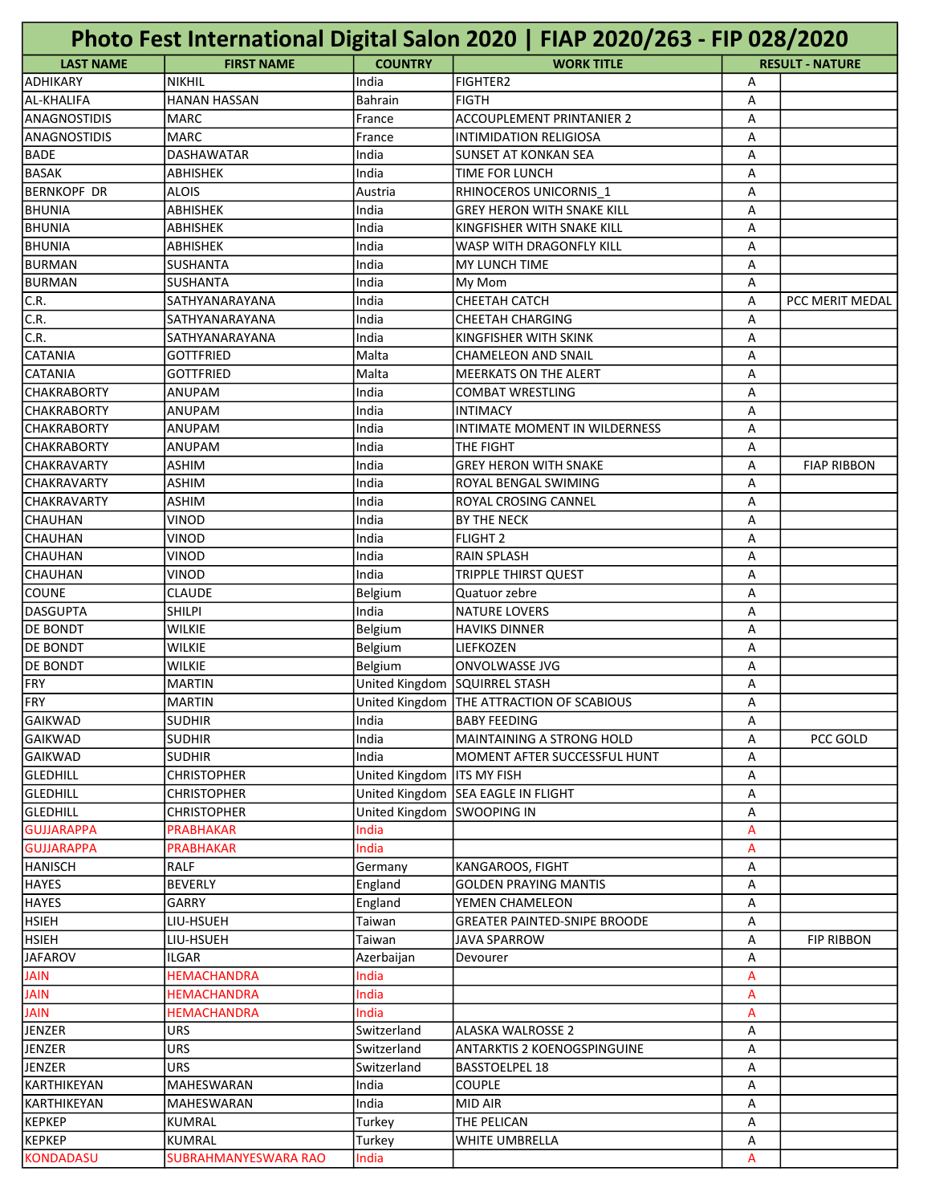# Photo Fest International Digital Salon 2020 | FIAP 2020/263 - FIP 028/2020

| LAST NAME | FIRST NAME | COUNTRY | WORK TITLE | RESULT - NATURE | |
|---|---|---|---|---|---|
| ADHIKARY | NIKHIL | India | FIGHTER2 | A | |
| AL-KHALIFA | HANAN HASSAN | Bahrain | FIGTH | A | |
| ANAGNOSTIDIS | MARC | France | ACCOUPLEMENT PRINTANIER 2 | A | |
| ANAGNOSTIDIS | MARC | France | INTIMIDATION RELIGIOSA | A | |
| BADE | DASHAWATAR | India | SUNSET AT KONKAN SEA | A | |
| BASAK | ABHISHEK | India | TIME FOR LUNCH | A | |
| BERNKOPF DR | ALOIS | Austria | RHINOCEROS UNICORNIS_1 | A | |
| BHUNIA | ABHISHEK | India | GREY HERON WITH SNAKE KILL | A | |
| BHUNIA | ABHISHEK | India | KINGFISHER WITH SNAKE KILL | A | |
| BHUNIA | ABHISHEK | India | WASP WITH DRAGONFLY KILL | A | |
| BURMAN | SUSHANTA | India | MY LUNCH TIME | A | |
| BURMAN | SUSHANTA | India | My Mom | A | |
| C.R. | SATHYANARAYANA | India | CHEETAH CATCH | A | PCC MERIT MEDAL |
| C.R. | SATHYANARAYANA | India | CHEETAH CHARGING | A | |
| C.R. | SATHYANARAYANA | India | KINGFISHER WITH SKINK | A | |
| CATANIA | GOTTFRIED | Malta | CHAMELEON AND SNAIL | A | |
| CATANIA | GOTTFRIED | Malta | MEERKATS ON THE ALERT | A | |
| CHAKRABORTY | ANUPAM | India | COMBAT WRESTLING | A | |
| CHAKRABORTY | ANUPAM | India | INTIMACY | A | |
| CHAKRABORTY | ANUPAM | India | INTIMATE MOMENT IN WILDERNESS | A | |
| CHAKRABORTY | ANUPAM | India | THE FIGHT | A | |
| CHAKRAVARTY | ASHIM | India | GREY HERON WITH SNAKE | A | FIAP RIBBON |
| CHAKRAVARTY | ASHIM | India | ROYAL BENGAL SWIMING | A | |
| CHAKRAVARTY | ASHIM | India | ROYAL CROSING CANNEL | A | |
| CHAUHAN | VINOD | India | BY THE NECK | A | |
| CHAUHAN | VINOD | India | FLIGHT 2 | A | |
| CHAUHAN | VINOD | India | RAIN SPLASH | A | |
| CHAUHAN | VINOD | India | TRIPPLE THIRST QUEST | A | |
| COUNE | CLAUDE | Belgium | Quatuor zebre | A | |
| DASGUPTA | SHILPI | India | NATURE LOVERS | A | |
| DE BONDT | WILKIE | Belgium | HAVIKS DINNER | A | |
| DE BONDT | WILKIE | Belgium | LIEFKOZEN | A | |
| DE BONDT | WILKIE | Belgium | ONVOLWASSE JVG | A | |
| FRY | MARTIN | United Kingdom | SQUIRREL STASH | A | |
| FRY | MARTIN | United Kingdom | THE ATTRACTION OF SCABIOUS | A | |
| GAIKWAD | SUDHIR | India | BABY FEEDING | A | |
| GAIKWAD | SUDHIR | India | MAINTAINING A STRONG HOLD | A | PCC GOLD |
| GAIKWAD | SUDHIR | India | MOMENT AFTER SUCCESSFUL HUNT | A | |
| GLEDHILL | CHRISTOPHER | United Kingdom | ITS MY FISH | A | |
| GLEDHILL | CHRISTOPHER | United Kingdom | SEA EAGLE IN FLIGHT | A | |
| GLEDHILL | CHRISTOPHER | United Kingdom | SWOOPING IN | A | |
| GUJJARAPPA | PRABHAKAR | India | | A | |
| GUJJARAPPA | PRABHAKAR | India | | A | |
| HANISCH | RALF | Germany | KANGAROOS, FIGHT | A | |
| HAYES | BEVERLY | England | GOLDEN PRAYING MANTIS | A | |
| HAYES | GARRY | England | YEMEN CHAMELEON | A | |
| HSIEH | LIU-HSUEH | Taiwan | GREATER PAINTED-SNIPE BROODE | A | |
| HSIEH | LIU-HSUEH | Taiwan | JAVA SPARROW | A | FIP RIBBON |
| JAFAROV | ILGAR | Azerbaijan | Devourer | A | |
| JAIN | HEMACHANDRA | India | | A | |
| JAIN | HEMACHANDRA | India | | A | |
| JAIN | HEMACHANDRA | India | | A | |
| JENZER | URS | Switzerland | ALASKA WALROSSE 2 | A | |
| JENZER | URS | Switzerland | ANTARKTIS 2 KOENOGSPINGUINE | A | |
| JENZER | URS | Switzerland | BASSTOELPEL 18 | A | |
| KARTHIKEYAN | MAHESWARAN | India | COUPLE | A | |
| KARTHIKEYAN | MAHESWARAN | India | MID AIR | A | |
| KEPKEP | KUMRAL | Turkey | THE PELICAN | A | |
| KEPKEP | KUMRAL | Turkey | WHITE UMBRELLA | A | |
| KONDADASU | SUBRAHMANYESWARA RAO | India | | A | |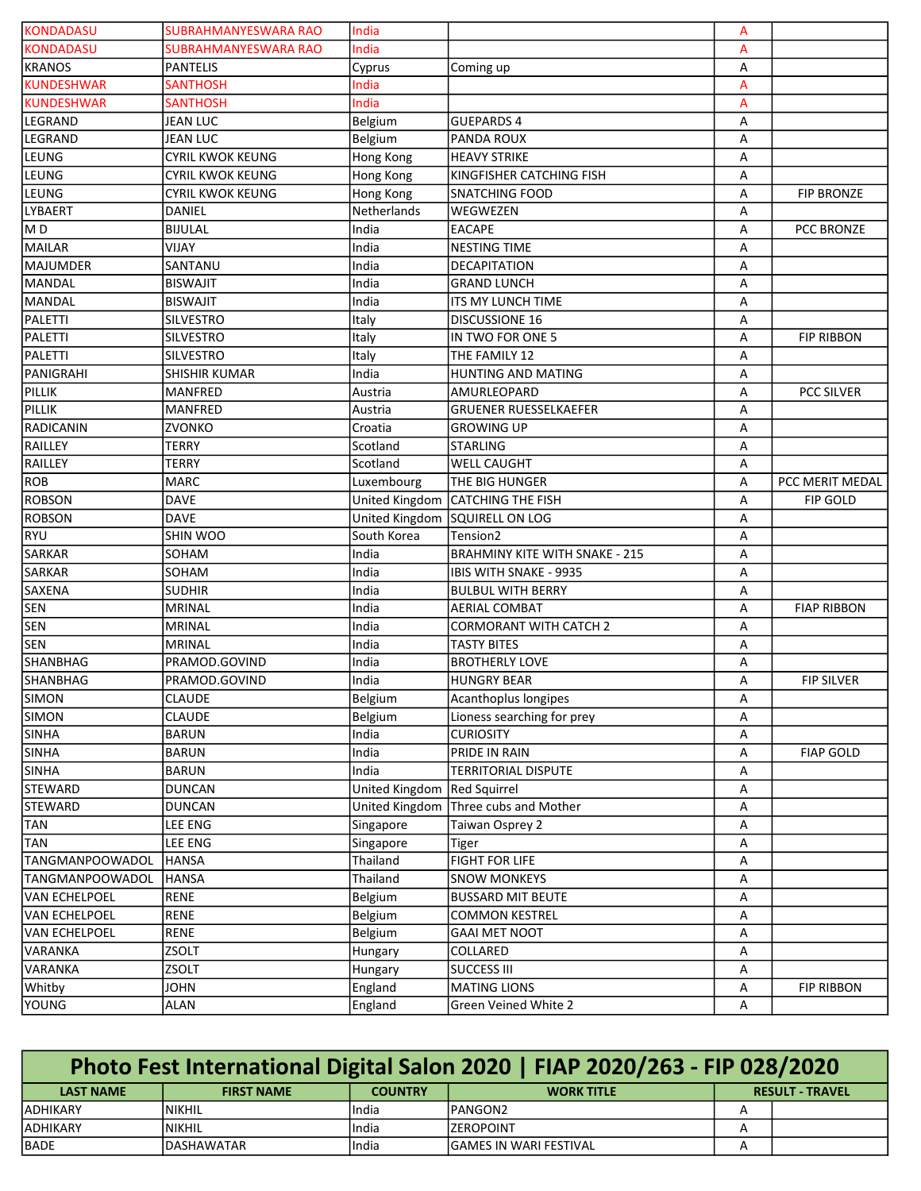| | | | | | |
|---|---|---|---|---|---|
| KONDADASU | SUBRAHMANYESWARA RAO | India | | A | |
| KONDADASU | SUBRAHMANYESWARA RAO | India | | A | |
| KRANOS | PANTELIS | Cyprus | Coming up | A | |
| KUNDESHWAR | SANTHOSH | India | | A | |
| KUNDESHWAR | SANTHOSH | India | | A | |
| LEGRAND | JEAN LUC | Belgium | GUEPARDS 4 | A | |
| LEGRAND | JEAN LUC | Belgium | PANDA ROUX | A | |
| LEUNG | CYRIL KWOK KEUNG | Hong Kong | HEAVY STRIKE | A | |
| LEUNG | CYRIL KWOK KEUNG | Hong Kong | KINGFISHER CATCHING FISH | A | |
| LEUNG | CYRIL KWOK KEUNG | Hong Kong | SNATCHING FOOD | A | FIP BRONZE |
| LYBAERT | DANIEL | Netherlands | WEGWEZEN | A | |
| M D | BIJULAL | India | EACAPE | A | PCC BRONZE |
| MAILAR | VIJAY | India | NESTING TIME | A | |
| MAJUMDER | SANTANU | India | DECAPITATION | A | |
| MANDAL | BISWAJIT | India | GRAND LUNCH | A | |
| MANDAL | BISWAJIT | India | ITS MY LUNCH TIME | A | |
| PALETTI | SILVESTRO | Italy | DISCUSSIONE 16 | A | |
| PALETTI | SILVESTRO | Italy | IN TWO FOR ONE 5 | A | FIP RIBBON |
| PALETTI | SILVESTRO | Italy | THE FAMILY 12 | A | |
| PANIGRAHI | SHISHIR KUMAR | India | HUNTING AND MATING | A | |
| PILLIK | MANFRED | Austria | AMURLEOPARD | A | PCC SILVER |
| PILLIK | MANFRED | Austria | GRUENER RUESSELKAEFER | A | |
| RADICANIN | ZVONKO | Croatia | GROWING UP | A | |
| RAILLEY | TERRY | Scotland | STARLING | A | |
| RAILLEY | TERRY | Scotland | WELL CAUGHT | A | |
| ROB | MARC | Luxembourg | THE BIG HUNGER | A | PCC MERIT MEDAL |
| ROBSON | DAVE | United Kingdom | CATCHING THE FISH | A | FIP GOLD |
| ROBSON | DAVE | United Kingdom | SQUIRELL ON LOG | A | |
| RYU | SHIN WOO | South Korea | Tension2 | A | |
| SARKAR | SOHAM | India | BRAHMINY KITE WITH SNAKE - 215 | A | |
| SARKAR | SOHAM | India | IBIS WITH SNAKE - 9935 | A | |
| SAXENA | SUDHIR | India | BULBUL WITH BERRY | A | |
| SEN | MRINAL | India | AERIAL COMBAT | A | FIAP RIBBON |
| SEN | MRINAL | India | CORMORANT WITH CATCH 2 | A | |
| SEN | MRINAL | India | TASTY BITES | A | |
| SHANBHAG | PRAMOD.GOVIND | India | BROTHERLY LOVE | A | |
| SHANBHAG | PRAMOD.GOVIND | India | HUNGRY BEAR | A | FIP SILVER |
| SIMON | CLAUDE | Belgium | Acanthoplus longipes | A | |
| SIMON | CLAUDE | Belgium | Lioness searching for prey | A | |
| SINHA | BARUN | India | CURIOSITY | A | |
| SINHA | BARUN | India | PRIDE IN RAIN | A | FIAP GOLD |
| SINHA | BARUN | India | TERRITORIAL DISPUTE | A | |
| STEWARD | DUNCAN | United Kingdom | Red Squirrel | A | |
| STEWARD | DUNCAN | United Kingdom | Three cubs and Mother | A | |
| TAN | LEE ENG | Singapore | Taiwan Osprey 2 | A | |
| TAN | LEE ENG | Singapore | Tiger | A | |
| TANGMANPOOWADOL | HANSA | Thailand | FIGHT FOR LIFE | A | |
| TANGMANPOOWADOL | HANSA | Thailand | SNOW MONKEYS | A | |
| VAN ECHELPOEL | RENE | Belgium | BUSSARD MIT BEUTE | A | |
| VAN ECHELPOEL | RENE | Belgium | COMMON KESTREL | A | |
| VAN ECHELPOEL | RENE | Belgium | GAAI MET NOOT | A | |
| VARANKA | ZSOLT | Hungary | COLLARED | A | |
| VARANKA | ZSOLT | Hungary | SUCCESS III | A | |
| Whitby | JOHN | England | MATING LIONS | A | FIP RIBBON |
| YOUNG | ALAN | England | Green Veined White 2 | A | |

## Photo Fest International Digital Salon 2020 | FIAP 2020/263 - FIP 028/2020

| LAST NAME | FIRST NAME | COUNTRY | WORK TITLE | RESULT - TRAVEL | |
|---|---|---|---|---|---|
| ADHIKARY | NIKHIL | India | PANGON2 | A | |
| ADHIKARY | NIKHIL | India | ZEROPOINT | A | |
| BADE | DASHAWATAR | India | GAMES IN WARI FESTIVAL | A | |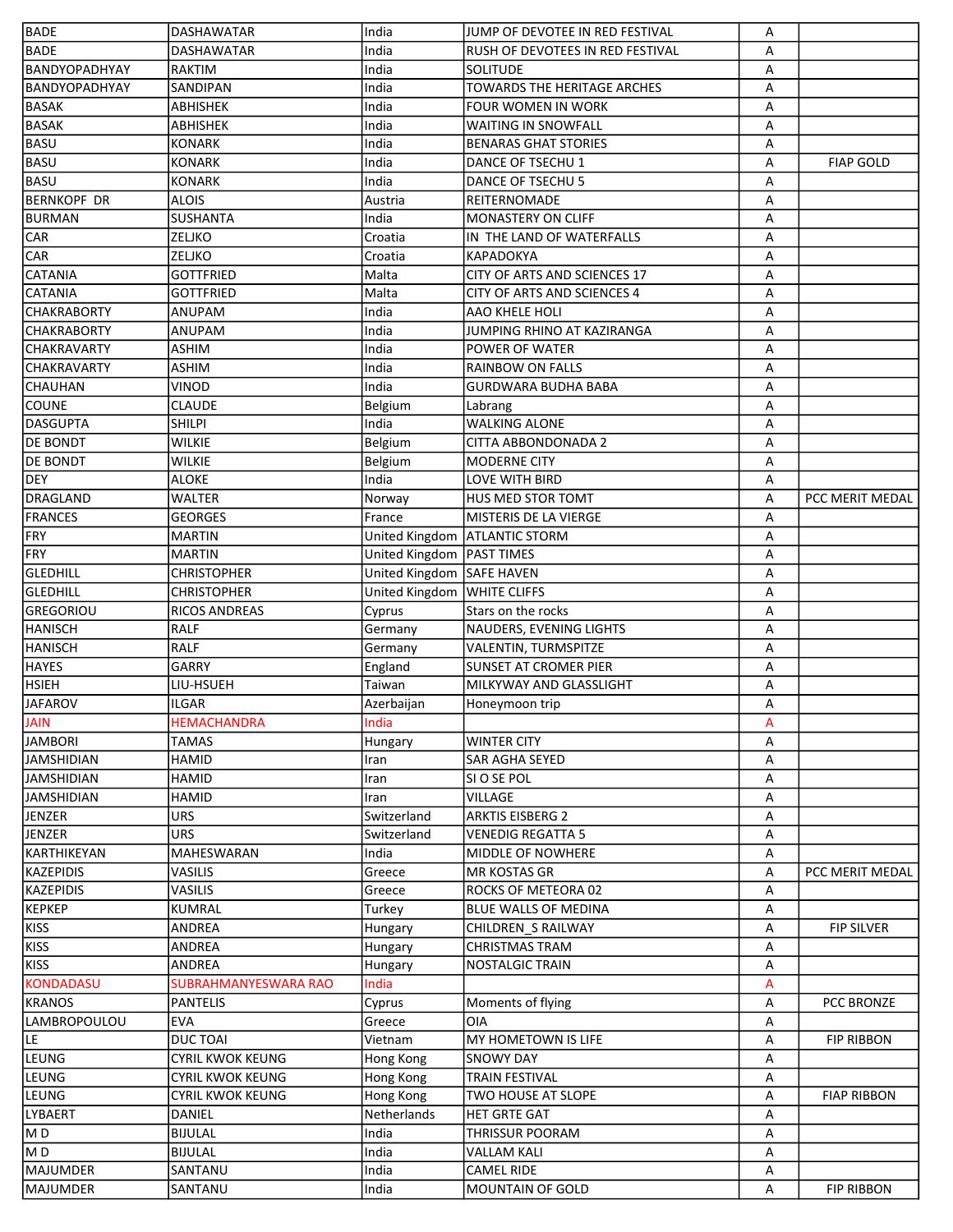| | | | | | |
|---|---|---|---|---|---|
| BADE | DASHAWATAR | India | JUMP OF DEVOTEE IN RED FESTIVAL | A | |
| BADE | DASHAWATAR | India | RUSH OF DEVOTEES IN RED FESTIVAL | A | |
| BANDYOPADHYAY | RAKTIM | India | SOLITUDE | A | |
| BANDYOPADHYAY | SANDIPAN | India | TOWARDS THE HERITAGE ARCHES | A | |
| BASAK | ABHISHEK | India | FOUR WOMEN IN WORK | A | |
| BASAK | ABHISHEK | India | WAITING IN SNOWFALL | A | |
| BASU | KONARK | India | BENARAS GHAT STORIES | A | |
| BASU | KONARK | India | DANCE OF TSECHU 1 | A | FIAP GOLD |
| BASU | KONARK | India | DANCE OF TSECHU 5 | A | |
| BERNKOPF DR | ALOIS | Austria | REITERNOMADE | A | |
| BURMAN | SUSHANTA | India | MONASTERY ON CLIFF | A | |
| CAR | ZELJKO | Croatia | IN THE LAND OF WATERFALLS | A | |
| CAR | ZELJKO | Croatia | KAPADOKYA | A | |
| CATANIA | GOTTFRIED | Malta | CITY OF ARTS AND SCIENCES 17 | A | |
| CATANIA | GOTTFRIED | Malta | CITY OF ARTS AND SCIENCES 4 | A | |
| CHAKRABORTY | ANUPAM | India | AAO KHELE HOLI | A | |
| CHAKRABORTY | ANUPAM | India | JUMPING RHINO AT KAZIRANGA | A | |
| CHAKRAVARTY | ASHIM | India | POWER OF WATER | A | |
| CHAKRAVARTY | ASHIM | India | RAINBOW ON FALLS | A | |
| CHAUHAN | VINOD | India | GURDWARA BUDHA BABA | A | |
| COUNE | CLAUDE | Belgium | Labrang | A | |
| DASGUPTA | SHILPI | India | WALKING ALONE | A | |
| DE BONDT | WILKIE | Belgium | CITTA ABBONDONADA 2 | A | |
| DE BONDT | WILKIE | Belgium | MODERNE CITY | A | |
| DEY | ALOKE | India | LOVE WITH BIRD | A | |
| DRAGLAND | WALTER | Norway | HUS MED STOR TOMT | A | PCC MERIT MEDAL |
| FRANCES | GEORGES | France | MISTERIS DE LA VIERGE | A | |
| FRY | MARTIN | United Kingdom | ATLANTIC STORM | A | |
| FRY | MARTIN | United Kingdom | PAST TIMES | A | |
| GLEDHILL | CHRISTOPHER | United Kingdom | SAFE HAVEN | A | |
| GLEDHILL | CHRISTOPHER | United Kingdom | WHITE CLIFFS | A | |
| GREGORIOU | RICOS ANDREAS | Cyprus | Stars on the rocks | A | |
| HANISCH | RALF | Germany | NAUDERS, EVENING LIGHTS | A | |
| HANISCH | RALF | Germany | VALENTIN, TURMSPITZE | A | |
| HAYES | GARRY | England | SUNSET AT CROMER PIER | A | |
| HSIEH | LIU-HSUEH | Taiwan | MILKYWAY AND GLASSLIGHT | A | |
| JAFAROV | ILGAR | Azerbaijan | Honeymoon trip | A | |
| JAIN | HEMACHANDRA | India | | A | |
| JAMBORI | TAMAS | Hungary | WINTER CITY | A | |
| JAMSHIDIAN | HAMID | Iran | SAR AGHA SEYED | A | |
| JAMSHIDIAN | HAMID | Iran | SI O SE POL | A | |
| JAMSHIDIAN | HAMID | Iran | VILLAGE | A | |
| JENZER | URS | Switzerland | ARKTIS EISBERG 2 | A | |
| JENZER | URS | Switzerland | VENEDIG REGATTA 5 | A | |
| KARTHIKEYAN | MAHESWARAN | India | MIDDLE OF NOWHERE | A | |
| KAZEPIDIS | VASILIS | Greece | MR KOSTAS GR | A | PCC MERIT MEDAL |
| KAZEPIDIS | VASILIS | Greece | ROCKS OF METEORA 02 | A | |
| KEPKEP | KUMRAL | Turkey | BLUE WALLS OF MEDINA | A | |
| KISS | ANDREA | Hungary | CHILDREN_S RAILWAY | A | FIP SILVER |
| KISS | ANDREA | Hungary | CHRISTMAS TRAM | A | |
| KISS | ANDREA | Hungary | NOSTALGIC TRAIN | A | |
| KONDADASU | SUBRAHMANYESWARA RAO | India | | A | |
| KRANOS | PANTELIS | Cyprus | Moments of flying | A | PCC BRONZE |
| LAMBROPOULOU | EVA | Greece | OIA | A | |
| LE | DUC TOAI | Vietnam | MY HOMETOWN IS LIFE | A | FIP RIBBON |
| LEUNG | CYRIL KWOK KEUNG | Hong Kong | SNOWY DAY | A | |
| LEUNG | CYRIL KWOK KEUNG | Hong Kong | TRAIN FESTIVAL | A | |
| LEUNG | CYRIL KWOK KEUNG | Hong Kong | TWO HOUSE AT SLOPE | A | FIAP RIBBON |
| LYBAERT | DANIEL | Netherlands | HET GRTE GAT | A | |
| M D | BIJULAL | India | THRISSUR POORAM | A | |
| M D | BIJULAL | India | VALLAM KALI | A | |
| MAJUMDER | SANTANU | India | CAMEL RIDE | A | |
| MAJUMDER | SANTANU | India | MOUNTAIN OF GOLD | A | FIP RIBBON |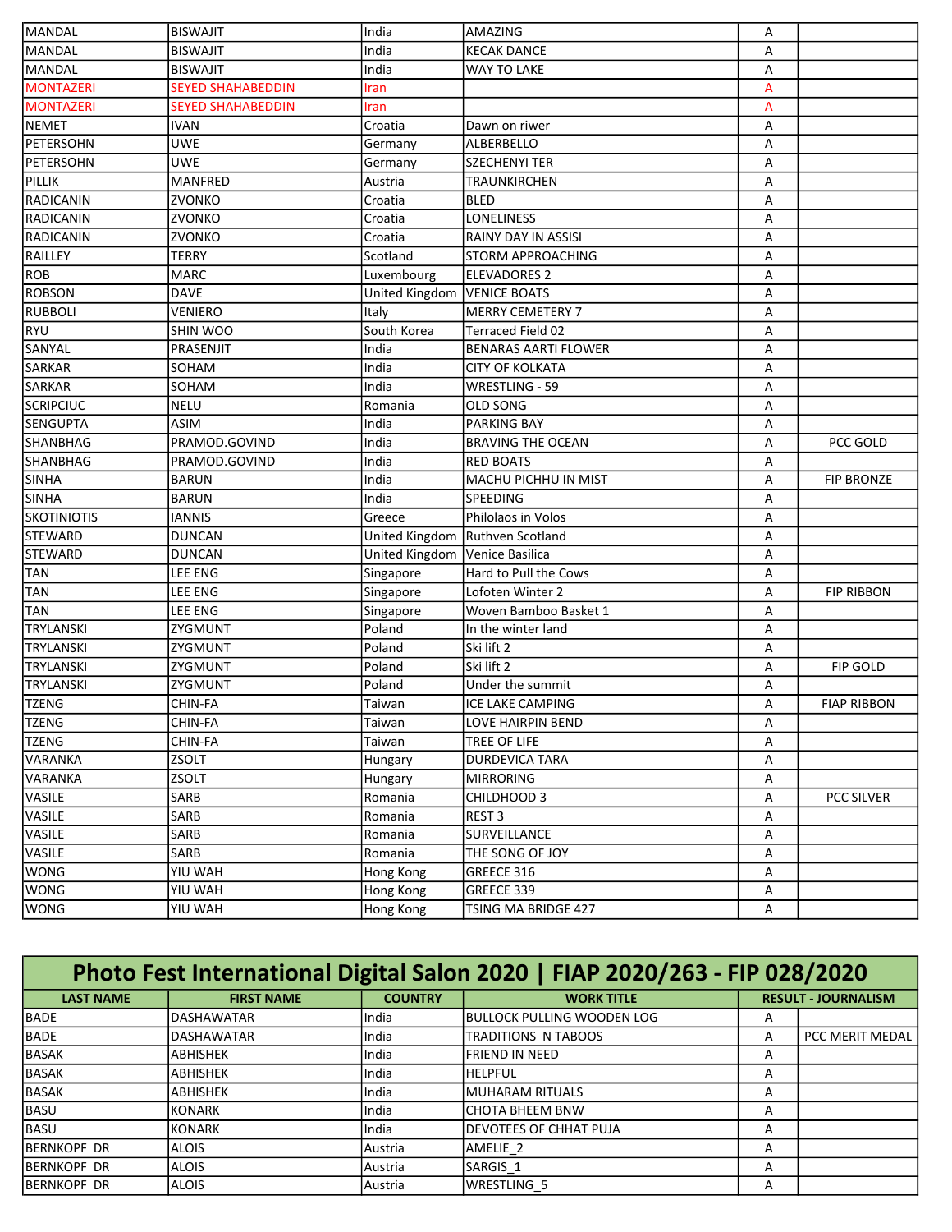| | | | | | |
|---|---|---|---|---|---|
| MANDAL | BISWAJIT | India | AMAZING | A | |
| MANDAL | BISWAJIT | India | KECAK DANCE | A | |
| MANDAL | BISWAJIT | India | WAY TO LAKE | A | |
| MONTAZERI | SEYED SHAHABEDDIN | Iran | | A | |
| MONTAZERI | SEYED SHAHABEDDIN | Iran | | A | |
| NEMET | IVAN | Croatia | Dawn on riwer | A | |
| PETERSOHN | UWE | Germany | ALBERBELLO | A | |
| PETERSOHN | UWE | Germany | SZECHENYI TER | A | |
| PILLIK | MANFRED | Austria | TRAUNKIRCHEN | A | |
| RADICANIN | ZVONKO | Croatia | BLED | A | |
| RADICANIN | ZVONKO | Croatia | LONELINESS | A | |
| RADICANIN | ZVONKO | Croatia | RAINY DAY IN ASSISI | A | |
| RAILLEY | TERRY | Scotland | STORM APPROACHING | A | |
| ROB | MARC | Luxembourg | ELEVADORES 2 | A | |
| ROBSON | DAVE | United Kingdom | VENICE BOATS | A | |
| RUBBOLI | VENIERO | Italy | MERRY CEMETERY 7 | A | |
| RYU | SHIN WOO | South Korea | Terraced Field 02 | A | |
| SANYAL | PRASENJIT | India | BENARAS AARTI FLOWER | A | |
| SARKAR | SOHAM | India | CITY OF KOLKATA | A | |
| SARKAR | SOHAM | India | WRESTLING - 59 | A | |
| SCRIPCIUC | NELU | Romania | OLD SONG | A | |
| SENGUPTA | ASIM | India | PARKING BAY | A | |
| SHANBHAG | PRAMOD.GOVIND | India | BRAVING THE OCEAN | A | PCC GOLD |
| SHANBHAG | PRAMOD.GOVIND | India | RED BOATS | A | |
| SINHA | BARUN | India | MACHU PICHHU IN MIST | A | FIP BRONZE |
| SINHA | BARUN | India | SPEEDING | A | |
| SKOTINIOTIS | IANNIS | Greece | Philolaos in Volos | A | |
| STEWARD | DUNCAN | United Kingdom | Ruthven Scotland | A | |
| STEWARD | DUNCAN | United Kingdom | Venice Basilica | A | |
| TAN | LEE ENG | Singapore | Hard to Pull the Cows | A | |
| TAN | LEE ENG | Singapore | Lofoten Winter 2 | A | FIP RIBBON |
| TAN | LEE ENG | Singapore | Woven Bamboo Basket 1 | A | |
| TRYLANSKI | ZYGMUNT | Poland | In the winter land | A | |
| TRYLANSKI | ZYGMUNT | Poland | Ski lift 2 | A | |
| TRYLANSKI | ZYGMUNT | Poland | Ski lift 2 | A | FIP GOLD |
| TRYLANSKI | ZYGMUNT | Poland | Under the summit | A | |
| TZENG | CHIN-FA | Taiwan | ICE LAKE CAMPING | A | FIAP RIBBON |
| TZENG | CHIN-FA | Taiwan | LOVE HAIRPIN BEND | A | |
| TZENG | CHIN-FA | Taiwan | TREE OF LIFE | A | |
| VARANKA | ZSOLT | Hungary | DURDEVICA TARA | A | |
| VARANKA | ZSOLT | Hungary | MIRRORING | A | |
| VASILE | SARB | Romania | CHILDHOOD 3 | A | PCC SILVER |
| VASILE | SARB | Romania | REST 3 | A | |
| VASILE | SARB | Romania | SURVEILLANCE | A | |
| VASILE | SARB | Romania | THE SONG OF JOY | A | |
| WONG | YIU WAH | Hong Kong | GREECE 316 | A | |
| WONG | YIU WAH | Hong Kong | GREECE 339 | A | |
| WONG | YIU WAH | Hong Kong | TSING MA BRIDGE 427 | A | |

## Photo Fest International Digital Salon 2020 | FIAP 2020/263 - FIP 028/2020

| LAST NAME | FIRST NAME | COUNTRY | WORK TITLE | RESULT - JOURNALISM | |
|---|---|---|---|---|---|
| BADE | DASHAWATAR | India | BULLOCK PULLING WOODEN LOG | A | |
| BADE | DASHAWATAR | India | TRADITIONS N TABOOS | A | PCC MERIT MEDAL |
| BASAK | ABHISHEK | India | FRIEND IN NEED | A | |
| BASAK | ABHISHEK | India | HELPFUL | A | |
| BASAK | ABHISHEK | India | MUHARAM RITUALS | A | |
| BASU | KONARK | India | CHOTA BHEEM BNW | A | |
| BASU | KONARK | India | DEVOTEES OF CHHAT PUJA | A | |
| BERNKOPF DR | ALOIS | Austria | AMELIE_2 | A | |
| BERNKOPF DR | ALOIS | Austria | SARGIS_1 | A | |
| BERNKOPF DR | ALOIS | Austria | WRESTLING_5 | A | |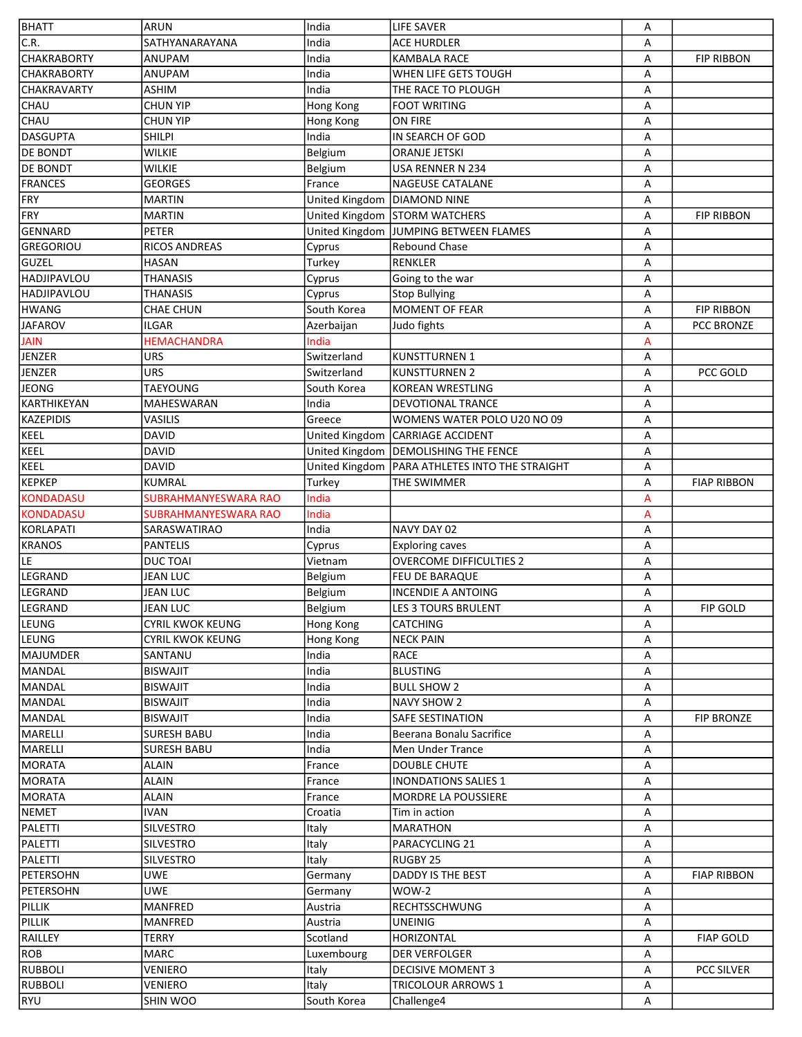| | | | | | |
|---|---|---|---|---|---|
| BHATT | ARUN | India | LIFE SAVER | A | |
| C.R. | SATHYANARAYANA | India | ACE HURDLER | A | |
| CHAKRABORTY | ANUPAM | India | KAMBALA RACE | A | FIP RIBBON |
| CHAKRABORTY | ANUPAM | India | WHEN LIFE GETS TOUGH | A | |
| CHAKRAVARTY | ASHIM | India | THE RACE TO PLOUGH | A | |
| CHAU | CHUN YIP | Hong Kong | FOOT WRITING | A | |
| CHAU | CHUN YIP | Hong Kong | ON FIRE | A | |
| DASGUPTA | SHILPI | India | IN SEARCH OF GOD | A | |
| DE BONDT | WILKIE | Belgium | ORANJE JETSKI | A | |
| DE BONDT | WILKIE | Belgium | USA RENNER N 234 | A | |
| FRANCES | GEORGES | France | NAGEUSE CATALANE | A | |
| FRY | MARTIN | United Kingdom | DIAMOND NINE | A | |
| FRY | MARTIN | United Kingdom | STORM WATCHERS | A | FIP RIBBON |
| GENNARD | PETER | United Kingdom | JUMPING BETWEEN FLAMES | A | |
| GREGORIOU | RICOS ANDREAS | Cyprus | Rebound Chase | A | |
| GUZEL | HASAN | Turkey | RENKLER | A | |
| HADJIPAVLOU | THANASIS | Cyprus | Going to the war | A | |
| HADJIPAVLOU | THANASIS | Cyprus | Stop Bullying | A | |
| HWANG | CHAE CHUN | South Korea | MOMENT OF FEAR | A | FIP RIBBON |
| JAFAROV | ILGAR | Azerbaijan | Judo fights | A | PCC BRONZE |
| JAIN | HEMACHANDRA | India | | A | |
| JENZER | URS | Switzerland | KUNSTTURNEN 1 | A | |
| JENZER | URS | Switzerland | KUNSTTURNEN 2 | A | PCC GOLD |
| JEONG | TAEYOUNG | South Korea | KOREAN WRESTLING | A | |
| KARTHIKEYAN | MAHESWARAN | India | DEVOTIONAL TRANCE | A | |
| KAZEPIDIS | VASILIS | Greece | WOMENS WATER POLO U20 NO 09 | A | |
| KEEL | DAVID | United Kingdom | CARRIAGE ACCIDENT | A | |
| KEEL | DAVID | United Kingdom | DEMOLISHING THE FENCE | A | |
| KEEL | DAVID | United Kingdom | PARA ATHLETES INTO THE STRAIGHT | A | |
| KEPKEP | KUMRAL | Turkey | THE SWIMMER | A | FIAP RIBBON |
| KONDADASU | SUBRAHMANYESWARA RAO | India | | A | |
| KONDADASU | SUBRAHMANYESWARA RAO | India | | A | |
| KORLAPATI | SARASWATIRAO | India | NAVY DAY 02 | A | |
| KRANOS | PANTELIS | Cyprus | Exploring caves | A | |
| LE | DUC TOAI | Vietnam | OVERCOME DIFFICULTIES 2 | A | |
| LEGRAND | JEAN LUC | Belgium | FEU DE BARAQUE | A | |
| LEGRAND | JEAN LUC | Belgium | INCENDIE A ANTOING | A | |
| LEGRAND | JEAN LUC | Belgium | LES 3 TOURS BRULENT | A | FIP GOLD |
| LEUNG | CYRIL KWOK KEUNG | Hong Kong | CATCHING | A | |
| LEUNG | CYRIL KWOK KEUNG | Hong Kong | NECK PAIN | A | |
| MAJUMDER | SANTANU | India | RACE | A | |
| MANDAL | BISWAJIT | India | BLUSTING | A | |
| MANDAL | BISWAJIT | India | BULL SHOW 2 | A | |
| MANDAL | BISWAJIT | India | NAVY SHOW 2 | A | |
| MANDAL | BISWAJIT | India | SAFE SESTINATION | A | FIP BRONZE |
| MARELLI | SURESH BABU | India | Beerana Bonalu Sacrifice | A | |
| MARELLI | SURESH BABU | India | Men Under Trance | A | |
| MORATA | ALAIN | France | DOUBLE CHUTE | A | |
| MORATA | ALAIN | France | INONDATIONS SALIES 1 | A | |
| MORATA | ALAIN | France | MORDRE LA POUSSIERE | A | |
| NEMET | IVAN | Croatia | Tim in action | A | |
| PALETTI | SILVESTRO | Italy | MARATHON | A | |
| PALETTI | SILVESTRO | Italy | PARACYCLING 21 | A | |
| PALETTI | SILVESTRO | Italy | RUGBY 25 | A | |
| PETERSOHN | UWE | Germany | DADDY IS THE BEST | A | FIAP RIBBON |
| PETERSOHN | UWE | Germany | WOW-2 | A | |
| PILLIK | MANFRED | Austria | RECHTSSCHWUNG | A | |
| PILLIK | MANFRED | Austria | UNEINIG | A | |
| RAILLEY | TERRY | Scotland | HORIZONTAL | A | FIAP GOLD |
| ROB | MARC | Luxembourg | DER VERFOLGER | A | |
| RUBBOLI | VENIERO | Italy | DECISIVE MOMENT 3 | A | PCC SILVER |
| RUBBOLI | VENIERO | Italy | TRICOLOUR ARROWS 1 | A | |
| RYU | SHIN WOO | South Korea | Challenge4 | A | |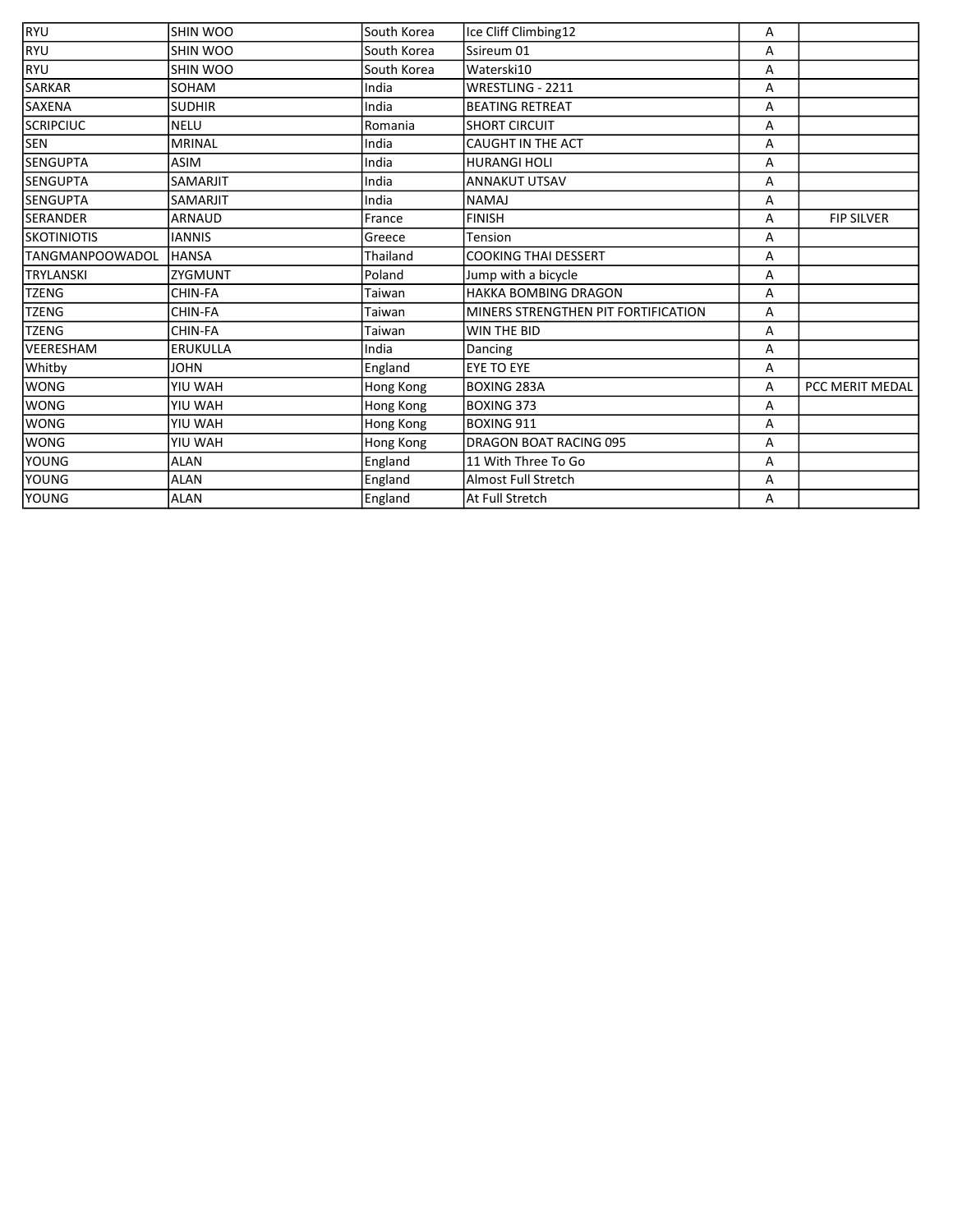| | | | | | |
|---|---|---|---|---|---|
| RYU | SHIN WOO | South Korea | Ice Cliff Climbing12 | A | |
| RYU | SHIN WOO | South Korea | Ssireum 01 | A | |
| RYU | SHIN WOO | South Korea | Waterski10 | A | |
| SARKAR | SOHAM | India | WRESTLING - 2211 | A | |
| SAXENA | SUDHIR | India | BEATING RETREAT | A | |
| SCRIPCIUC | NELU | Romania | SHORT CIRCUIT | A | |
| SEN | MRINAL | India | CAUGHT IN THE ACT | A | |
| SENGUPTA | ASIM | India | HURANGI HOLI | A | |
| SENGUPTA | SAMARJIT | India | ANNAKUT UTSAV | A | |
| SENGUPTA | SAMARJIT | India | NAMAJ | A | |
| SERANDER | ARNAUD | France | FINISH | A | FIP SILVER |
| SKOTINIOTIS | IANNIS | Greece | Tension | A | |
| TANGMANPOOWADOL | HANSA | Thailand | COOKING THAI DESSERT | A | |
| TRYLANSKI | ZYGMUNT | Poland | Jump with a bicycle | A | |
| TZENG | CHIN-FA | Taiwan | HAKKA BOMBING DRAGON | A | |
| TZENG | CHIN-FA | Taiwan | MINERS STRENGTHEN PIT FORTIFICATION | A | |
| TZENG | CHIN-FA | Taiwan | WIN THE BID | A | |
| VEERESHAM | ERUKULLA | India | Dancing | A | |
| Whitby | JOHN | England | EYE TO EYE | A | |
| WONG | YIU WAH | Hong Kong | BOXING 283A | A | PCC MERIT MEDAL |
| WONG | YIU WAH | Hong Kong | BOXING 373 | A | |
| WONG | YIU WAH | Hong Kong | BOXING 911 | A | |
| WONG | YIU WAH | Hong Kong | DRAGON BOAT RACING 095 | A | |
| YOUNG | ALAN | England | 11 With Three To Go | A | |
| YOUNG | ALAN | England | Almost Full Stretch | A | |
| YOUNG | ALAN | England | At Full Stretch | A | |